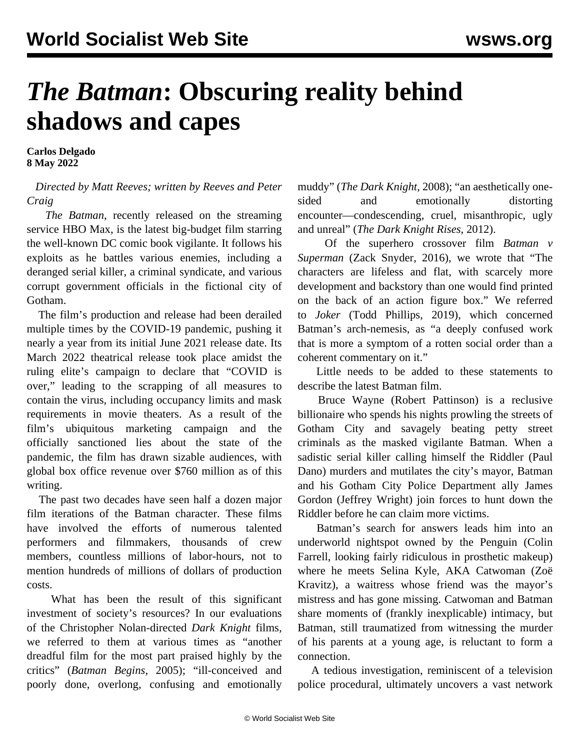# *The Batman*: Obscuring reality behind shadows and capes

**Carlos Delgado**
**8 May 2022**

*Directed by Matt Reeves; written by Reeves and Peter Craig*

*The Batman*, recently released on the streaming service HBO Max, is the latest big-budget film starring the well-known DC comic book vigilante. It follows his exploits as he battles various enemies, including a deranged serial killer, a criminal syndicate, and various corrupt government officials in the fictional city of Gotham.

The film's production and release had been derailed multiple times by the COVID-19 pandemic, pushing it nearly a year from its initial June 2021 release date. Its March 2022 theatrical release took place amidst the ruling elite's campaign to declare that "COVID is over," leading to the scrapping of all measures to contain the virus, including occupancy limits and mask requirements in movie theaters. As a result of the film's ubiquitous marketing campaign and the officially sanctioned lies about the state of the pandemic, the film has drawn sizable audiences, with global box office revenue over $760 million as of this writing.

The past two decades have seen half a dozen major film iterations of the Batman character. These films have involved the efforts of numerous talented performers and filmmakers, thousands of crew members, countless millions of labor-hours, not to mention hundreds of millions of dollars of production costs.

What has been the result of this significant investment of society's resources? In our evaluations of the Christopher Nolan-directed *Dark Knight* films, we referred to them at various times as "another dreadful film for the most part praised highly by the critics" (*Batman Begins*, 2005); "ill-conceived and poorly done, overlong, confusing and emotionally muddy" (*The Dark Knight*, 2008); "an aesthetically one-sided and emotionally distorting encounter—condescending, cruel, misanthropic, ugly and unreal" (*The Dark Knight Rises*, 2012).

Of the superhero crossover film *Batman v Superman* (Zack Snyder, 2016), we wrote that "The characters are lifeless and flat, with scarcely more development and backstory than one would find printed on the back of an action figure box." We referred to *Joker* (Todd Phillips, 2019), which concerned Batman's arch-nemesis, as "a deeply confused work that is more a symptom of a rotten social order than a coherent commentary on it."

Little needs to be added to these statements to describe the latest Batman film.

Bruce Wayne (Robert Pattinson) is a reclusive billionaire who spends his nights prowling the streets of Gotham City and savagely beating petty street criminals as the masked vigilante Batman. When a sadistic serial killer calling himself the Riddler (Paul Dano) murders and mutilates the city's mayor, Batman and his Gotham City Police Department ally James Gordon (Jeffrey Wright) join forces to hunt down the Riddler before he can claim more victims.

Batman's search for answers leads him into an underworld nightspot owned by the Penguin (Colin Farrell, looking fairly ridiculous in prosthetic makeup) where he meets Selina Kyle, AKA Catwoman (Zoë Kravitz), a waitress whose friend was the mayor's mistress and has gone missing. Catwoman and Batman share moments of (frankly inexplicable) intimacy, but Batman, still traumatized from witnessing the murder of his parents at a young age, is reluctant to form a connection.

A tedious investigation, reminiscent of a television police procedural, ultimately uncovers a vast network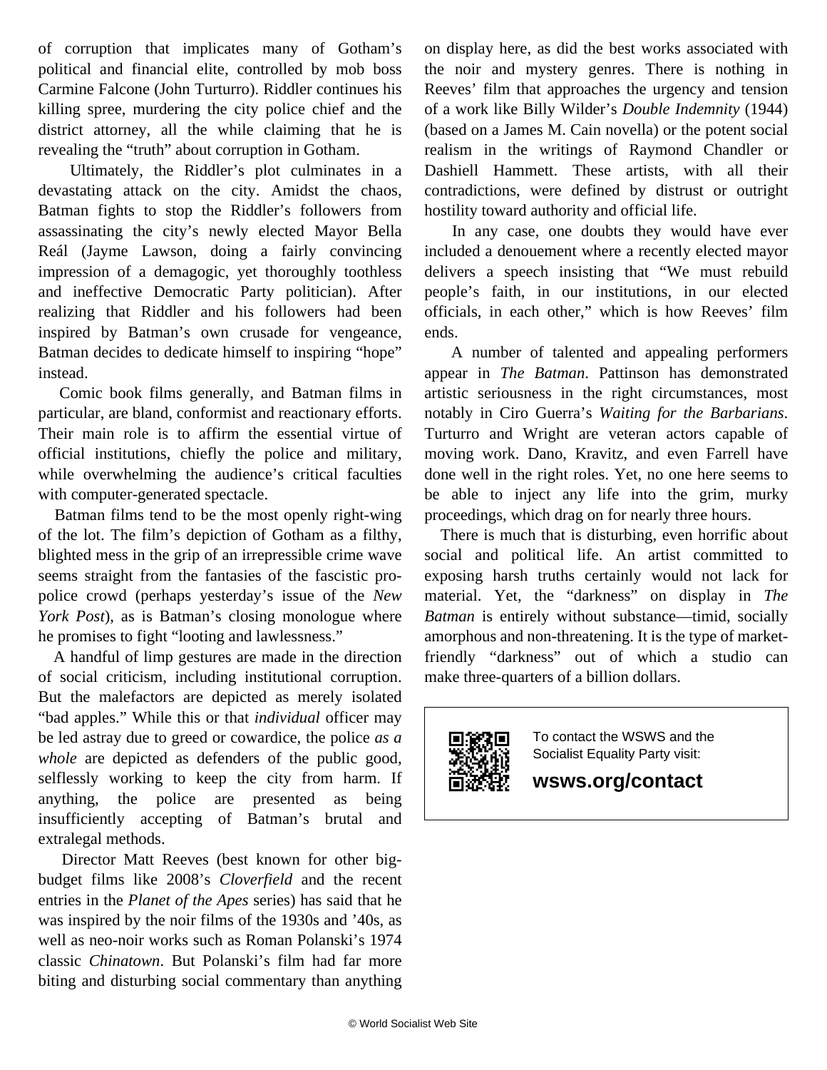of corruption that implicates many of Gotham's political and financial elite, controlled by mob boss Carmine Falcone (John Turturro). Riddler continues his killing spree, murdering the city police chief and the district attorney, all the while claiming that he is revealing the "truth" about corruption in Gotham.

Ultimately, the Riddler's plot culminates in a devastating attack on the city. Amidst the chaos, Batman fights to stop the Riddler's followers from assassinating the city's newly elected Mayor Bella Reál (Jayme Lawson, doing a fairly convincing impression of a demagogic, yet thoroughly toothless and ineffective Democratic Party politician). After realizing that Riddler and his followers had been inspired by Batman's own crusade for vengeance, Batman decides to dedicate himself to inspiring "hope" instead.

Comic book films generally, and Batman films in particular, are bland, conformist and reactionary efforts. Their main role is to affirm the essential virtue of official institutions, chiefly the police and military, while overwhelming the audience's critical faculties with computer-generated spectacle.

Batman films tend to be the most openly right-wing of the lot. The film's depiction of Gotham as a filthy, blighted mess in the grip of an irrepressible crime wave seems straight from the fantasies of the fascistic pro-police crowd (perhaps yesterday's issue of the *New York Post*), as is Batman's closing monologue where he promises to fight "looting and lawlessness."

A handful of limp gestures are made in the direction of social criticism, including institutional corruption. But the malefactors are depicted as merely isolated "bad apples." While this or that *individual* officer may be led astray due to greed or cowardice, the police *as a whole* are depicted as defenders of the public good, selflessly working to keep the city from harm. If anything, the police are presented as being insufficiently accepting of Batman's brutal and extralegal methods.

Director Matt Reeves (best known for other big-budget films like 2008's *Cloverfield* and the recent entries in the *Planet of the Apes* series) has said that he was inspired by the noir films of the 1930s and '40s, as well as neo-noir works such as Roman Polanski's 1974 classic *Chinatown*. But Polanski's film had far more biting and disturbing social commentary than anything on display here, as did the best works associated with the noir and mystery genres. There is nothing in Reeves' film that approaches the urgency and tension of a work like Billy Wilder's *Double Indemnity* (1944) (based on a James M. Cain novella) or the potent social realism in the writings of Raymond Chandler or Dashiell Hammett. These artists, with all their contradictions, were defined by distrust or outright hostility toward authority and official life.

In any case, one doubts they would have ever included a denouement where a recently elected mayor delivers a speech insisting that "We must rebuild people's faith, in our institutions, in our elected officials, in each other," which is how Reeves' film ends.

A number of talented and appealing performers appear in *The Batman*. Pattinson has demonstrated artistic seriousness in the right circumstances, most notably in Ciro Guerra's *Waiting for the Barbarians*. Turturro and Wright are veteran actors capable of moving work. Dano, Kravitz, and even Farrell have done well in the right roles. Yet, no one here seems to be able to inject any life into the grim, murky proceedings, which drag on for nearly three hours.

There is much that is disturbing, even horrific about social and political life. An artist committed to exposing harsh truths certainly would not lack for material. Yet, the "darkness" on display in *The Batman* is entirely without substance—timid, socially amorphous and non-threatening. It is the type of market-friendly "darkness" out of which a studio can make three-quarters of a billion dollars.

To contact the WSWS and the Socialist Equality Party visit:

**wsws.org/contact**